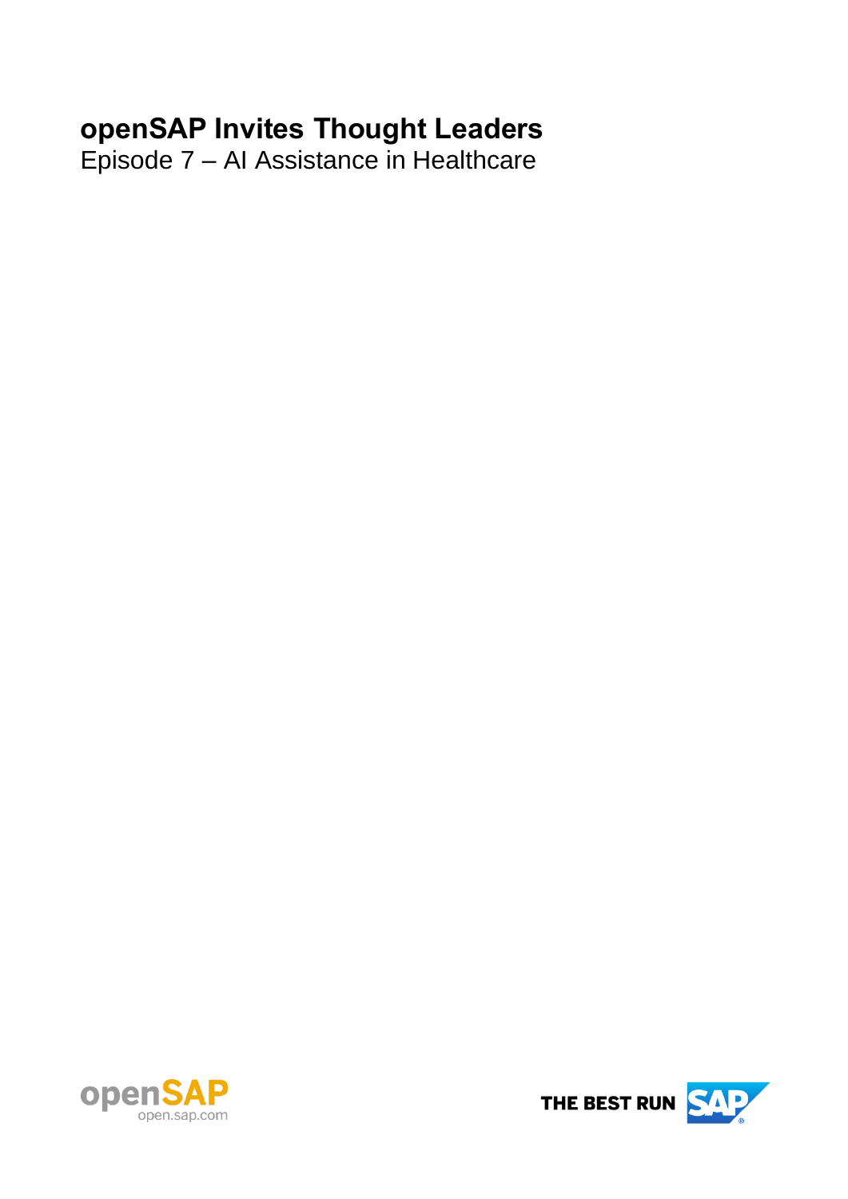# openSAP Invites Thought Leaders

Episode 7 – AI Assistance in Healthcare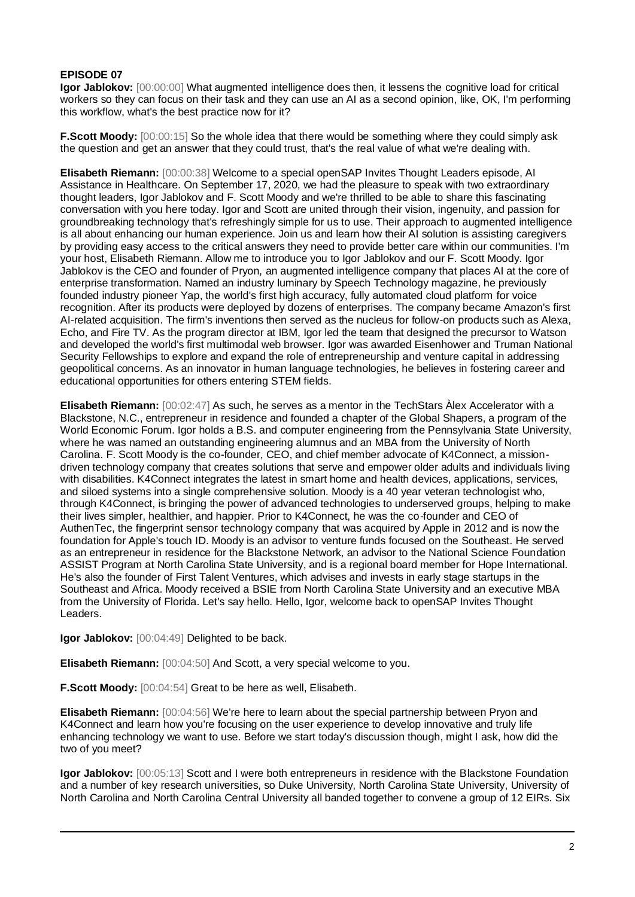**EPISODE 07**

**Igor Jablokov:** [00:00:00] What augmented intelligence does then, it lessens the cognitive load for critical workers so they can focus on their task and they can use an AI as a second opinion, like, OK, I'm performing this workflow, what's the best practice now for it?

**F.Scott Moody:** [00:00:15] So the whole idea that there would be something where they could simply ask the question and get an answer that they could trust, that's the real value of what we're dealing with.

**Elisabeth Riemann:** [00:00:38] Welcome to a special openSAP Invites Thought Leaders episode, AI Assistance in Healthcare. On September 17, 2020, we had the pleasure to speak with two extraordinary thought leaders, Igor Jablokov and F. Scott Moody and we're thrilled to be able to share this fascinating conversation with you here today. Igor and Scott are united through their vision, ingenuity, and passion for groundbreaking technology that's refreshingly simple for us to use. Their approach to augmented intelligence is all about enhancing our human experience. Join us and learn how their AI solution is assisting caregivers by providing easy access to the critical answers they need to provide better care within our communities. I'm your host, Elisabeth Riemann. Allow me to introduce you to Igor Jablokov and our F. Scott Moody. Igor Jablokov is the CEO and founder of Pryon, an augmented intelligence company that places AI at the core of enterprise transformation. Named an industry luminary by Speech Technology magazine, he previously founded industry pioneer Yap, the world's first high accuracy, fully automated cloud platform for voice recognition. After its products were deployed by dozens of enterprises. The company became Amazon's first AI-related acquisition. The firm's inventions then served as the nucleus for follow-on products such as Alexa, Echo, and Fire TV. As the program director at IBM, Igor led the team that designed the precursor to Watson and developed the world's first multimodal web browser. Igor was awarded Eisenhower and Truman National Security Fellowships to explore and expand the role of entrepreneurship and venture capital in addressing geopolitical concerns. As an innovator in human language technologies, he believes in fostering career and educational opportunities for others entering STEM fields.

**Elisabeth Riemann:** [00:02:47] As such, he serves as a mentor in the TechStars Àlex Accelerator with a Blackstone, N.C., entrepreneur in residence and founded a chapter of the Global Shapers, a program of the World Economic Forum. Igor holds a B.S. and computer engineering from the Pennsylvania State University, where he was named an outstanding engineering alumnus and an MBA from the University of North Carolina. F. Scott Moody is the co-founder, CEO, and chief member advocate of K4Connect, a mission-driven technology company that creates solutions that serve and empower older adults and individuals living with disabilities. K4Connect integrates the latest in smart home and health devices, applications, services, and siloed systems into a single comprehensive solution. Moody is a 40 year veteran technologist who, through K4Connect, is bringing the power of advanced technologies to underserved groups, helping to make their lives simpler, healthier, and happier. Prior to K4Connect, he was the co-founder and CEO of AuthenTec, the fingerprint sensor technology company that was acquired by Apple in 2012 and is now the foundation for Apple's touch ID. Moody is an advisor to venture funds focused on the Southeast. He served as an entrepreneur in residence for the Blackstone Network, an advisor to the National Science Foundation ASSIST Program at North Carolina State University, and is a regional board member for Hope International. He's also the founder of First Talent Ventures, which advises and invests in early stage startups in the Southeast and Africa. Moody received a BSIE from North Carolina State University and an executive MBA from the University of Florida. Let's say hello. Hello, Igor, welcome back to openSAP Invites Thought Leaders.

**Igor Jablokov:** [00:04:49] Delighted to be back.

**Elisabeth Riemann:** [00:04:50] And Scott, a very special welcome to you.

**F.Scott Moody:** [00:04:54] Great to be here as well, Elisabeth.

**Elisabeth Riemann:** [00:04:56] We're here to learn about the special partnership between Pryon and K4Connect and learn how you're focusing on the user experience to develop innovative and truly life enhancing technology we want to use. Before we start today's discussion though, might I ask, how did the two of you meet?

**Igor Jablokov:** [00:05:13] Scott and I were both entrepreneurs in residence with the Blackstone Foundation and a number of key research universities, so Duke University, North Carolina State University, University of North Carolina and North Carolina Central University all banded together to convene a group of 12 EIRs. Six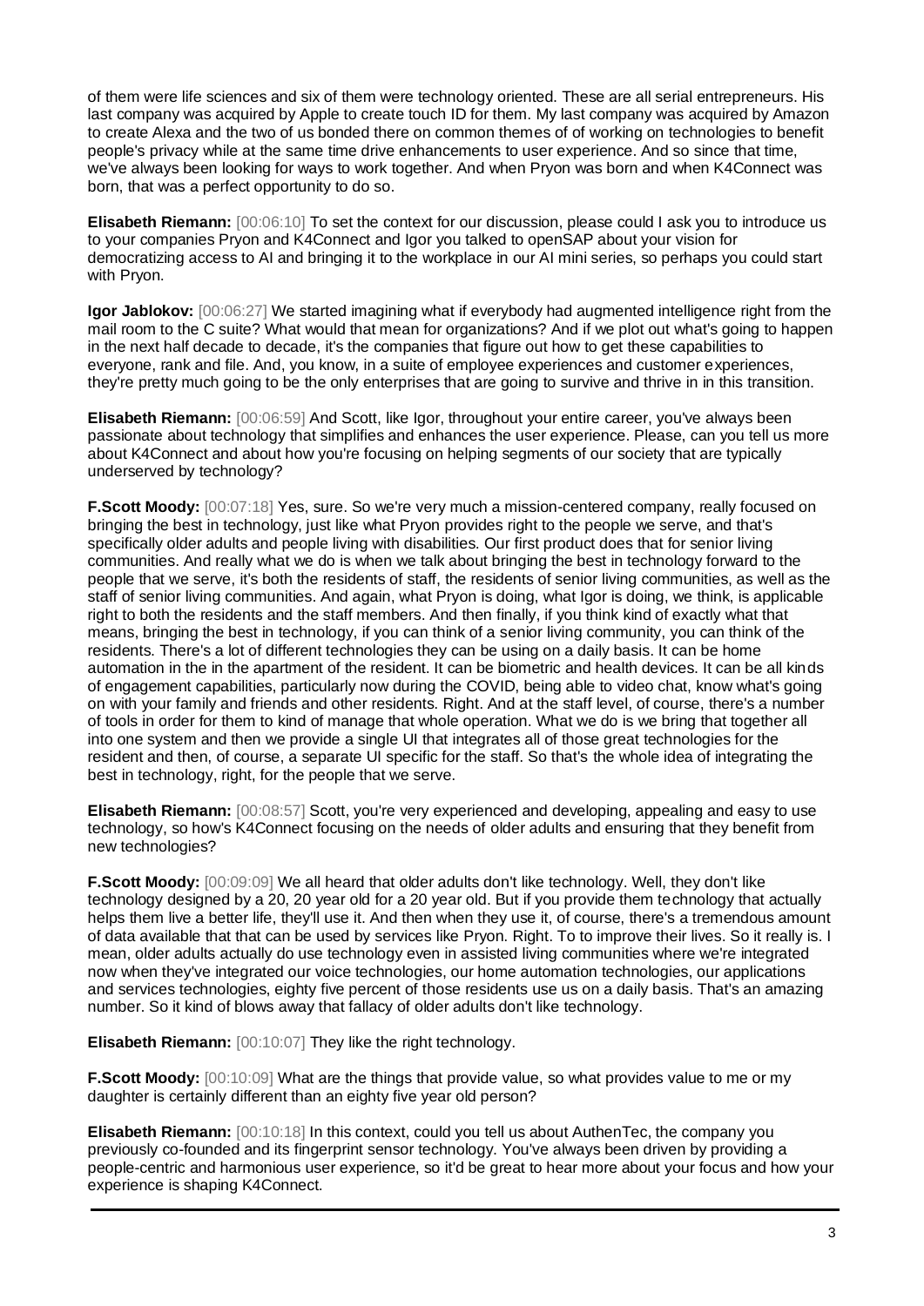of them were life sciences and six of them were technology oriented. These are all serial entrepreneurs. His last company was acquired by Apple to create touch ID for them. My last company was acquired by Amazon to create Alexa and the two of us bonded there on common themes of of working on technologies to benefit people's privacy while at the same time drive enhancements to user experience. And so since that time, we've always been looking for ways to work together. And when Pryon was born and when K4Connect was born, that was a perfect opportunity to do so.

**Elisabeth Riemann:** [00:06:10] To set the context for our discussion, please could I ask you to introduce us to your companies Pryon and K4Connect and Igor you talked to openSAP about your vision for democratizing access to AI and bringing it to the workplace in our AI mini series, so perhaps you could start with Pryon.

**Igor Jablokov:** [00:06:27] We started imagining what if everybody had augmented intelligence right from the mail room to the C suite? What would that mean for organizations? And if we plot out what's going to happen in the next half decade to decade, it's the companies that figure out how to get these capabilities to everyone, rank and file. And, you know, in a suite of employee experiences and customer experiences, they're pretty much going to be the only enterprises that are going to survive and thrive in in this transition.

**Elisabeth Riemann:** [00:06:59] And Scott, like Igor, throughout your entire career, you've always been passionate about technology that simplifies and enhances the user experience. Please, can you tell us more about K4Connect and about how you're focusing on helping segments of our society that are typically underserved by technology?

**F.Scott Moody:** [00:07:18] Yes, sure. So we're very much a mission-centered company, really focused on bringing the best in technology, just like what Pryon provides right to the people we serve, and that's specifically older adults and people living with disabilities. Our first product does that for senior living communities. And really what we do is when we talk about bringing the best in technology forward to the people that we serve, it's both the residents of staff, the residents of senior living communities, as well as the staff of senior living communities. And again, what Pryon is doing, what Igor is doing, we think, is applicable right to both the residents and the staff members. And then finally, if you think kind of exactly what that means, bringing the best in technology, if you can think of a senior living community, you can think of the residents. There's a lot of different technologies they can be using on a daily basis. It can be home automation in the in the apartment of the resident. It can be biometric and health devices. It can be all kinds of engagement capabilities, particularly now during the COVID, being able to video chat, know what's going on with your family and friends and other residents. Right. And at the staff level, of course, there's a number of tools in order for them to kind of manage that whole operation. What we do is we bring that together all into one system and then we provide a single UI that integrates all of those great technologies for the resident and then, of course, a separate UI specific for the staff. So that's the whole idea of integrating the best in technology, right, for the people that we serve.

**Elisabeth Riemann:** [00:08:57] Scott, you're very experienced and developing, appealing and easy to use technology, so how's K4Connect focusing on the needs of older adults and ensuring that they benefit from new technologies?

**F.Scott Moody:** [00:09:09] We all heard that older adults don't like technology. Well, they don't like technology designed by a 20, 20 year old for a 20 year old. But if you provide them technology that actually helps them live a better life, they'll use it. And then when they use it, of course, there's a tremendous amount of data available that that can be used by services like Pryon. Right. To to improve their lives. So it really is. I mean, older adults actually do use technology even in assisted living communities where we're integrated now when they've integrated our voice technologies, our home automation technologies, our applications and services technologies, eighty five percent of those residents use us on a daily basis. That's an amazing number. So it kind of blows away that fallacy of older adults don't like technology.

**Elisabeth Riemann:** [00:10:07] They like the right technology.

**F.Scott Moody:** [00:10:09] What are the things that provide value, so what provides value to me or my daughter is certainly different than an eighty five year old person?

**Elisabeth Riemann:** [00:10:18] In this context, could you tell us about AuthenTec, the company you previously co-founded and its fingerprint sensor technology. You've always been driven by providing a people-centric and harmonious user experience, so it'd be great to hear more about your focus and how your experience is shaping K4Connect.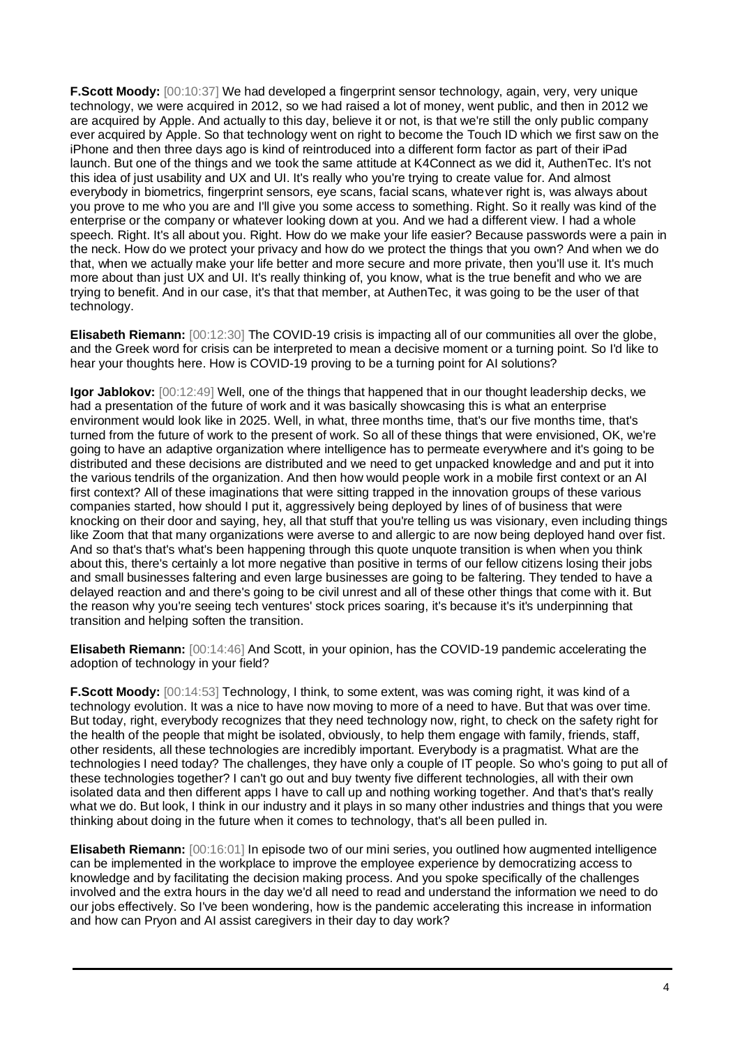**F.Scott Moody:** [00:10:37] We had developed a fingerprint sensor technology, again, very, very unique technology, we were acquired in 2012, so we had raised a lot of money, went public, and then in 2012 we are acquired by Apple. And actually to this day, believe it or not, is that we're still the only public company ever acquired by Apple. So that technology went on right to become the Touch ID which we first saw on the iPhone and then three days ago is kind of reintroduced into a different form factor as part of their iPad launch. But one of the things and we took the same attitude at K4Connect as we did it, AuthenTec. It's not this idea of just usability and UX and UI. It's really who you're trying to create value for. And almost everybody in biometrics, fingerprint sensors, eye scans, facial scans, whatever right is, was always about you prove to me who you are and I'll give you some access to something. Right. So it really was kind of the enterprise or the company or whatever looking down at you. And we had a different view. I had a whole speech. Right. It's all about you. Right. How do we make your life easier? Because passwords were a pain in the neck. How do we protect your privacy and how do we protect the things that you own? And when we do that, when we actually make your life better and more secure and more private, then you'll use it. It's much more about than just UX and UI. It's really thinking of, you know, what is the true benefit and who we are trying to benefit. And in our case, it's that that member, at AuthenTec, it was going to be the user of that technology.

**Elisabeth Riemann:** [00:12:30] The COVID-19 crisis is impacting all of our communities all over the globe, and the Greek word for crisis can be interpreted to mean a decisive moment or a turning point. So I'd like to hear your thoughts here. How is COVID-19 proving to be a turning point for AI solutions?

**Igor Jablokov:** [00:12:49] Well, one of the things that happened that in our thought leadership decks, we had a presentation of the future of work and it was basically showcasing this is what an enterprise environment would look like in 2025. Well, in what, three months time, that's our five months time, that's turned from the future of work to the present of work. So all of these things that were envisioned, OK, we're going to have an adaptive organization where intelligence has to permeate everywhere and it's going to be distributed and these decisions are distributed and we need to get unpacked knowledge and and put it into the various tendrils of the organization. And then how would people work in a mobile first context or an AI first context? All of these imaginations that were sitting trapped in the innovation groups of these various companies started, how should I put it, aggressively being deployed by lines of of business that were knocking on their door and saying, hey, all that stuff that you're telling us was visionary, even including things like Zoom that that many organizations were averse to and allergic to are now being deployed hand over fist. And so that's that's what's been happening through this quote unquote transition is when when you think about this, there's certainly a lot more negative than positive in terms of our fellow citizens losing their jobs and small businesses faltering and even large businesses are going to be faltering. They tended to have a delayed reaction and and there's going to be civil unrest and all of these other things that come with it. But the reason why you're seeing tech ventures' stock prices soaring, it's because it's it's underpinning that transition and helping soften the transition.

**Elisabeth Riemann:** [00:14:46] And Scott, in your opinion, has the COVID-19 pandemic accelerating the adoption of technology in your field?

**F.Scott Moody:** [00:14:53] Technology, I think, to some extent, was was coming right, it was kind of a technology evolution. It was a nice to have now moving to more of a need to have. But that was over time. But today, right, everybody recognizes that they need technology now, right, to check on the safety right for the health of the people that might be isolated, obviously, to help them engage with family, friends, staff, other residents, all these technologies are incredibly important. Everybody is a pragmatist. What are the technologies I need today? The challenges, they have only a couple of IT people. So who's going to put all of these technologies together? I can't go out and buy twenty five different technologies, all with their own isolated data and then different apps I have to call up and nothing working together. And that's that's really what we do. But look, I think in our industry and it plays in so many other industries and things that you were thinking about doing in the future when it comes to technology, that's all been pulled in.

**Elisabeth Riemann:** [00:16:01] In episode two of our mini series, you outlined how augmented intelligence can be implemented in the workplace to improve the employee experience by democratizing access to knowledge and by facilitating the decision making process. And you spoke specifically of the challenges involved and the extra hours in the day we'd all need to read and understand the information we need to do our jobs effectively. So I've been wondering, how is the pandemic accelerating this increase in information and how can Pryon and AI assist caregivers in their day to day work?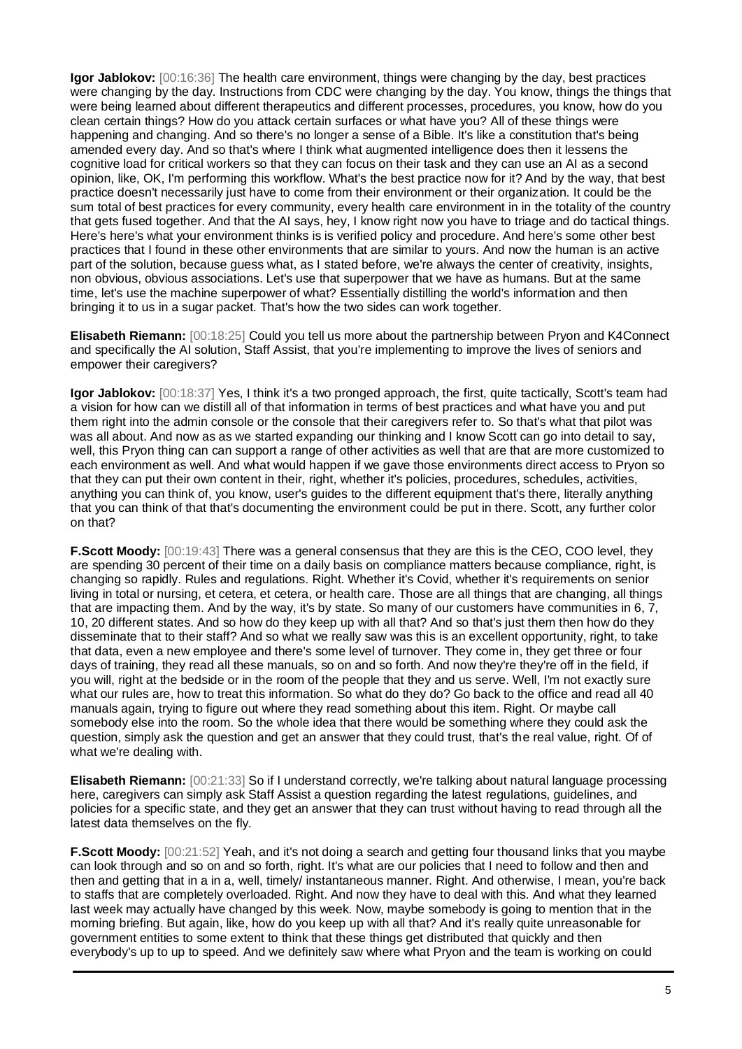**Igor Jablokov:** [00:16:36] The health care environment, things were changing by the day, best practices were changing by the day. Instructions from CDC were changing by the day. You know, things the things that were being learned about different therapeutics and different processes, procedures, you know, how do you clean certain things? How do you attack certain surfaces or what have you? All of these things were happening and changing. And so there's no longer a sense of a Bible. It's like a constitution that's being amended every day. And so that's where I think what augmented intelligence does then it lessens the cognitive load for critical workers so that they can focus on their task and they can use an AI as a second opinion, like, OK, I'm performing this workflow. What's the best practice now for it? And by the way, that best practice doesn't necessarily just have to come from their environment or their organization. It could be the sum total of best practices for every community, every health care environment in in the totality of the country that gets fused together. And that the AI says, hey, I know right now you have to triage and do tactical things. Here's here's what your environment thinks is is verified policy and procedure. And here's some other best practices that I found in these other environments that are similar to yours. And now the human is an active part of the solution, because guess what, as I stated before, we're always the center of creativity, insights, non obvious, obvious associations. Let's use that superpower that we have as humans. But at the same time, let's use the machine superpower of what? Essentially distilling the world's information and then bringing it to us in a sugar packet. That's how the two sides can work together.

**Elisabeth Riemann:** [00:18:25] Could you tell us more about the partnership between Pryon and K4Connect and specifically the AI solution, Staff Assist, that you're implementing to improve the lives of seniors and empower their caregivers?

**Igor Jablokov:** [00:18:37] Yes, I think it's a two pronged approach, the first, quite tactically, Scott's team had a vision for how can we distill all of that information in terms of best practices and what have you and put them right into the admin console or the console that their caregivers refer to. So that's what that pilot was was all about. And now as as we started expanding our thinking and I know Scott can go into detail to say, well, this Pryon thing can can support a range of other activities as well that are that are more customized to each environment as well. And what would happen if we gave those environments direct access to Pryon so that they can put their own content in their, right, whether it's policies, procedures, schedules, activities, anything you can think of, you know, user's guides to the different equipment that's there, literally anything that you can think of that that's documenting the environment could be put in there. Scott, any further color on that?

**F.Scott Moody:** [00:19:43] There was a general consensus that they are this is the CEO, COO level, they are spending 30 percent of their time on a daily basis on compliance matters because compliance, right, is changing so rapidly. Rules and regulations. Right. Whether it's Covid, whether it's requirements on senior living in total or nursing, et cetera, et cetera, or health care. Those are all things that are changing, all things that are impacting them. And by the way, it's by state. So many of our customers have communities in 6, 7, 10, 20 different states. And so how do they keep up with all that? And so that's just them then how do they disseminate that to their staff? And so what we really saw was this is an excellent opportunity, right, to take that data, even a new employee and there's some level of turnover. They come in, they get three or four days of training, they read all these manuals, so on and so forth. And now they're they're off in the field, if you will, right at the bedside or in the room of the people that they and us serve. Well, I'm not exactly sure what our rules are, how to treat this information. So what do they do? Go back to the office and read all 40 manuals again, trying to figure out where they read something about this item. Right. Or maybe call somebody else into the room. So the whole idea that there would be something where they could ask the question, simply ask the question and get an answer that they could trust, that's the real value, right. Of of what we're dealing with.

**Elisabeth Riemann:** [00:21:33] So if I understand correctly, we're talking about natural language processing here, caregivers can simply ask Staff Assist a question regarding the latest regulations, guidelines, and policies for a specific state, and they get an answer that they can trust without having to read through all the latest data themselves on the fly.

**F.Scott Moody:** [00:21:52] Yeah, and it's not doing a search and getting four thousand links that you maybe can look through and so on and so forth, right. It's what are our policies that I need to follow and then and then and getting that in a in a, well, timely/ instantaneous manner. Right. And otherwise, I mean, you're back to staffs that are completely overloaded. Right. And now they have to deal with this. And what they learned last week may actually have changed by this week. Now, maybe somebody is going to mention that in the morning briefing. But again, like, how do you keep up with all that? And it's really quite unreasonable for government entities to some extent to think that these things get distributed that quickly and then everybody's up to up to speed. And we definitely saw where what Pryon and the team is working on could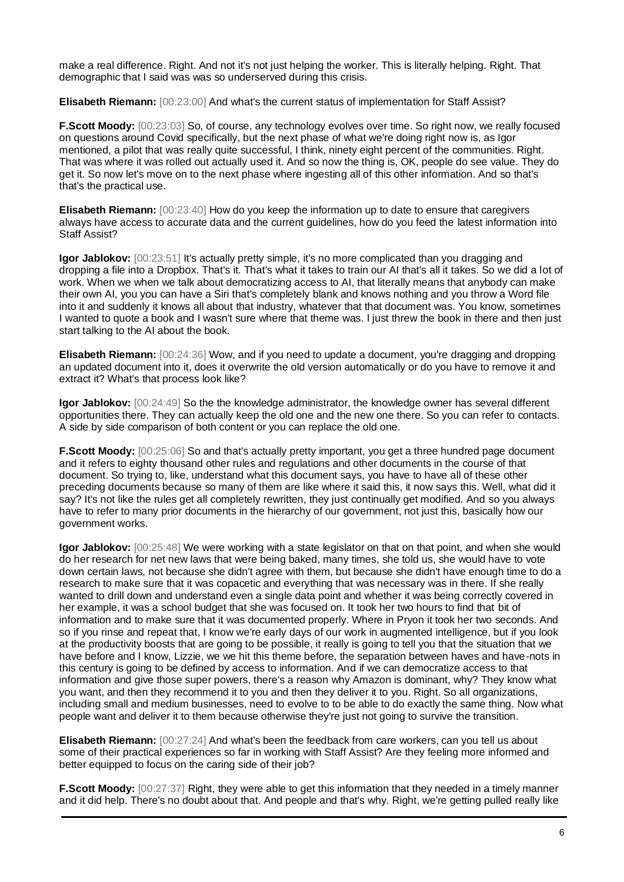make a real difference. Right. And not it's not just helping the worker. This is literally helping. Right. That demographic that I said was was so underserved during this crisis.

**Elisabeth Riemann:** [00:23:00] And what's the current status of implementation for Staff Assist?

**F.Scott Moody:** [00:23:03] So, of course, any technology evolves over time. So right now, we really focused on questions around Covid specifically, but the next phase of what we're doing right now is, as Igor mentioned, a pilot that was really quite successful, I think, ninety eight percent of the communities. Right. That was where it was rolled out actually used it. And so now the thing is, OK, people do see value. They do get it. So now let's move on to the next phase where ingesting all of this other information. And so that's that's the practical use.

**Elisabeth Riemann:** [00:23:40] How do you keep the information up to date to ensure that caregivers always have access to accurate data and the current guidelines, how do you feed the latest information into Staff Assist?

**Igor Jablokov:** [00:23:51] It's actually pretty simple, it's no more complicated than you dragging and dropping a file into a Dropbox. That's it. That's what it takes to train our AI that's all it takes. So we did a lot of work. When we when we talk about democratizing access to AI, that literally means that anybody can make their own AI, you you can have a Siri that's completely blank and knows nothing and you throw a Word file into it and suddenly it knows all about that industry, whatever that that document was. You know, sometimes I wanted to quote a book and I wasn't sure where that theme was. I just threw the book in there and then just start talking to the AI about the book.

**Elisabeth Riemann:** [00:24:36] Wow, and if you need to update a document, you're dragging and dropping an updated document into it, does it overwrite the old version automatically or do you have to remove it and extract it? What's that process look like?

**Igor Jablokov:** [00:24:49] So the the knowledge administrator, the knowledge owner has several different opportunities there. They can actually keep the old one and the new one there. So you can refer to contacts. A side by side comparison of both content or you can replace the old one.

**F.Scott Moody:** [00:25:06] So and that's actually pretty important, you get a three hundred page document and it refers to eighty thousand other rules and regulations and other documents in the course of that document. So trying to, like, understand what this document says, you have to have all of these other preceding documents because so many of them are like where it said this, it now says this. Well, what did it say? It's not like the rules get all completely rewritten, they just continually get modified. And so you always have to refer to many prior documents in the hierarchy of our government, not just this, basically how our government works.

**Igor Jablokov:** [00:25:48] We were working with a state legislator on that on that point, and when she would do her research for net new laws that were being baked, many times, she told us, she would have to vote down certain laws, not because she didn't agree with them, but because she didn't have enough time to do a research to make sure that it was copacetic and everything that was necessary was in there. If she really wanted to drill down and understand even a single data point and whether it was being correctly covered in her example, it was a school budget that she was focused on. It took her two hours to find that bit of information and to make sure that it was documented properly. Where in Pryon it took her two seconds. And so if you rinse and repeat that, I know we're early days of our work in augmented intelligence, but if you look at the productivity boosts that are going to be possible, it really is going to tell you that the situation that we have before and I know, Lizzie, we we hit this theme before, the separation between haves and have-nots in this century is going to be defined by access to information. And if we can democratize access to that information and give those super powers, there's a reason why Amazon is dominant, why? They know what you want, and then they recommend it to you and then they deliver it to you. Right. So all organizations, including small and medium businesses, need to evolve to to be able to do exactly the same thing. Now what people want and deliver it to them because otherwise they're just not going to survive the transition.

**Elisabeth Riemann:** [00:27:24] And what's been the feedback from care workers, can you tell us about some of their practical experiences so far in working with Staff Assist? Are they feeling more informed and better equipped to focus on the caring side of their job?

**F.Scott Moody:** [00:27:37] Right, they were able to get this information that they needed in a timely manner and it did help. There's no doubt about that. And people and that's why. Right, we're getting pulled really like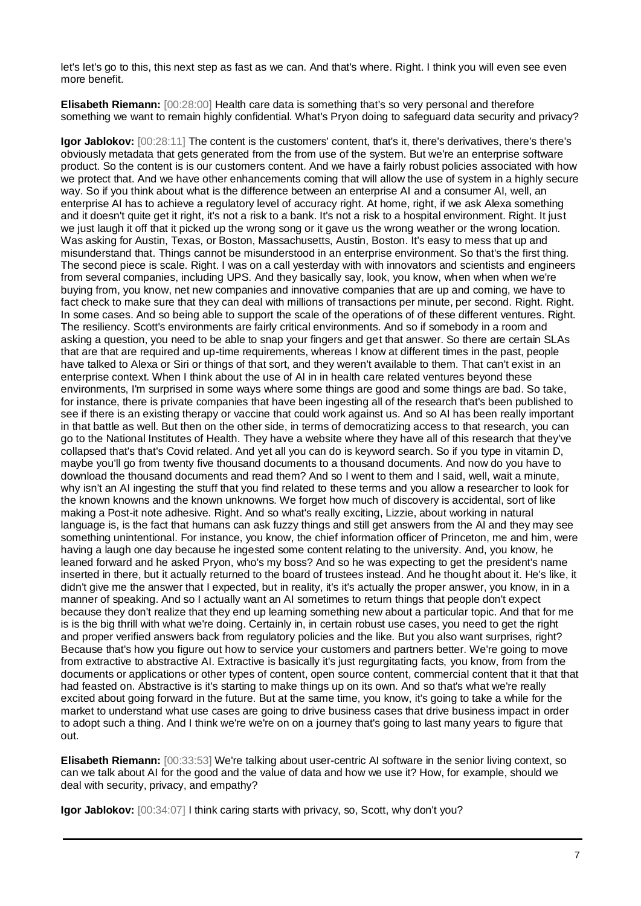let's let's go to this, this next step as fast as we can. And that's where. Right. I think you will even see even more benefit.

**Elisabeth Riemann:** [00:28:00] Health care data is something that's so very personal and therefore something we want to remain highly confidential. What's Pryon doing to safeguard data security and privacy?

**Igor Jablokov:** [00:28:11] The content is the customers' content, that's it, there's derivatives, there's there's obviously metadata that gets generated from the from use of the system. But we're an enterprise software product. So the content is is our customers content. And we have a fairly robust policies associated with how we protect that. And we have other enhancements coming that will allow the use of system in a highly secure way. So if you think about what is the difference between an enterprise AI and a consumer AI, well, an enterprise AI has to achieve a regulatory level of accuracy right. At home, right, if we ask Alexa something and it doesn't quite get it right, it's not a risk to a bank. It's not a risk to a hospital environment. Right. It just we just laugh it off that it picked up the wrong song or it gave us the wrong weather or the wrong location. Was asking for Austin, Texas, or Boston, Massachusetts, Austin, Boston. It's easy to mess that up and misunderstand that. Things cannot be misunderstood in an enterprise environment. So that's the first thing. The second piece is scale. Right. I was on a call yesterday with with innovators and scientists and engineers from several companies, including UPS. And they basically say, look, you know, when when when we're buying from, you know, net new companies and innovative companies that are up and coming, we have to fact check to make sure that they can deal with millions of transactions per minute, per second. Right. Right. In some cases. And so being able to support the scale of the operations of of these different ventures. Right. The resiliency. Scott's environments are fairly critical environments. And so if somebody in a room and asking a question, you need to be able to snap your fingers and get that answer. So there are certain SLAs that are that are required and up-time requirements, whereas I know at different times in the past, people have talked to Alexa or Siri or things of that sort, and they weren't available to them. That can't exist in an enterprise context. When I think about the use of AI in in health care related ventures beyond these environments, I'm surprised in some ways where some things are good and some things are bad. So take, for instance, there is private companies that have been ingesting all of the research that's been published to see if there is an existing therapy or vaccine that could work against us. And so AI has been really important in that battle as well. But then on the other side, in terms of democratizing access to that research, you can go to the National Institutes of Health. They have a website where they have all of this research that they've collapsed that's that's Covid related. And yet all you can do is keyword search. So if you type in vitamin D, maybe you'll go from twenty five thousand documents to a thousand documents. And now do you have to download the thousand documents and read them? And so I went to them and I said, well, wait a minute, why isn't an AI ingesting the stuff that you find related to these terms and you allow a researcher to look for the known knowns and the known unknowns. We forget how much of discovery is accidental, sort of like making a Post-it note adhesive. Right. And so what's really exciting, Lizzie, about working in natural language is, is the fact that humans can ask fuzzy things and still get answers from the AI and they may see something unintentional. For instance, you know, the chief information officer of Princeton, me and him, were having a laugh one day because he ingested some content relating to the university. And, you know, he leaned forward and he asked Pryon, who's my boss? And so he was expecting to get the president's name inserted in there, but it actually returned to the board of trustees instead. And he thought about it. He's like, it didn't give me the answer that I expected, but in reality, it's it's actually the proper answer, you know, in in a manner of speaking. And so I actually want an AI sometimes to return things that people don't expect because they don't realize that they end up learning something new about a particular topic. And that for me is is the big thrill with what we're doing. Certainly in, in certain robust use cases, you need to get the right and proper verified answers back from regulatory policies and the like. But you also want surprises, right? Because that's how you figure out how to service your customers and partners better. We're going to move from extractive to abstractive AI. Extractive is basically it's just regurgitating facts, you know, from from the documents or applications or other types of content, open source content, commercial content that it that that had feasted on. Abstractive is it's starting to make things up on its own. And so that's what we're really excited about going forward in the future. But at the same time, you know, it's going to take a while for the market to understand what use cases are going to drive business cases that drive business impact in order to adopt such a thing. And I think we're we're on on a journey that's going to last many years to figure that out.

**Elisabeth Riemann:** [00:33:53] We're talking about user-centric AI software in the senior living context, so can we talk about AI for the good and the value of data and how we use it? How, for example, should we deal with security, privacy, and empathy?

**Igor Jablokov:** [00:34:07] I think caring starts with privacy, so, Scott, why don't you?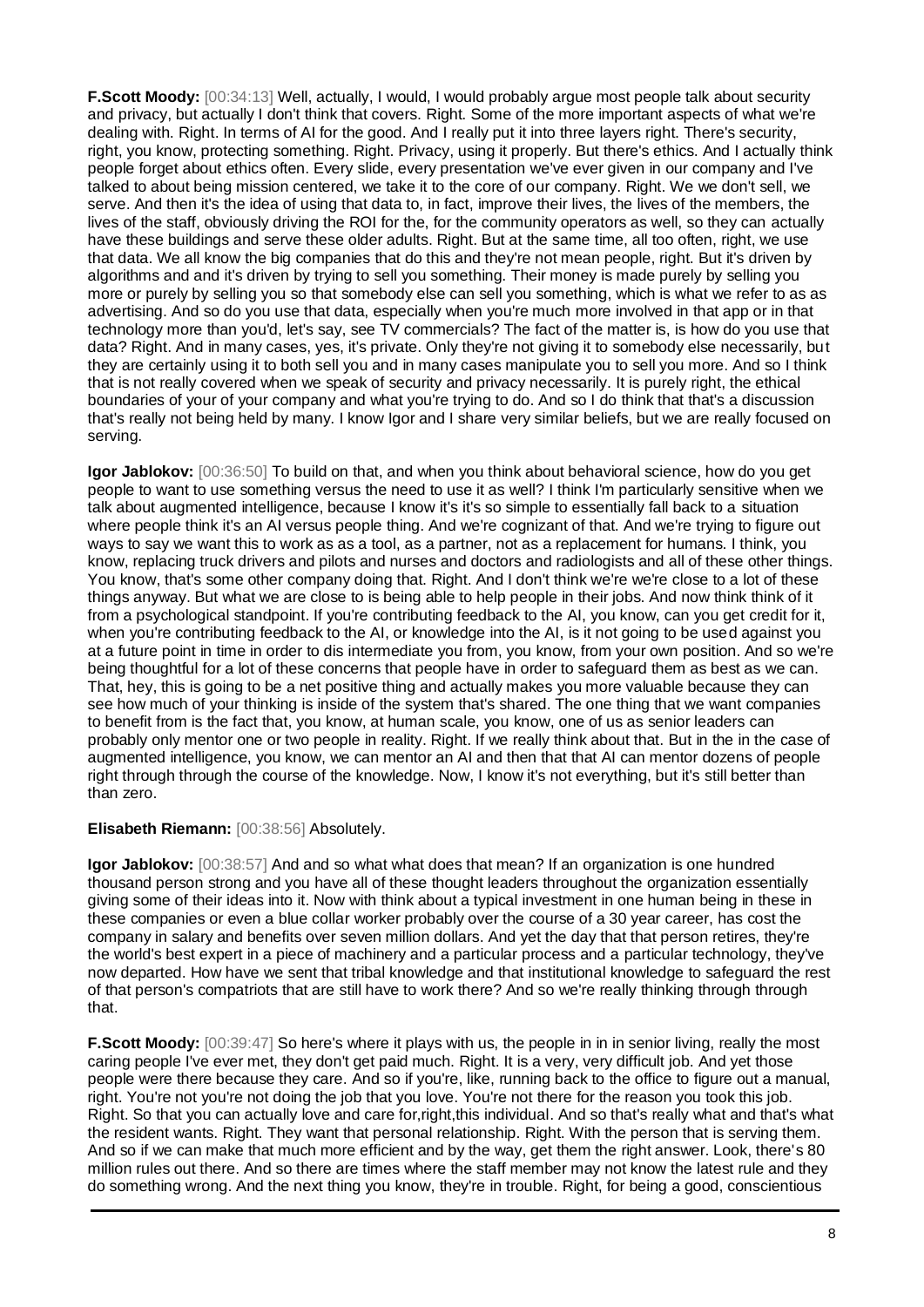**F.Scott Moody:** [00:34:13] Well, actually, I would, I would probably argue most people talk about security and privacy, but actually I don't think that covers. Right. Some of the more important aspects of what we're dealing with. Right. In terms of AI for the good. And I really put it into three layers right. There's security, right, you know, protecting something. Right. Privacy, using it properly. But there's ethics. And I actually think people forget about ethics often. Every slide, every presentation we've ever given in our company and I've talked to about being mission centered, we take it to the core of our company. Right. We we don't sell, we serve. And then it's the idea of using that data to, in fact, improve their lives, the lives of the members, the lives of the staff, obviously driving the ROI for the, for the community operators as well, so they can actually have these buildings and serve these older adults. Right. But at the same time, all too often, right, we use that data. We all know the big companies that do this and they're not mean people, right. But it's driven by algorithms and and it's driven by trying to sell you something. Their money is made purely by selling you more or purely by selling you so that somebody else can sell you something, which is what we refer to as as advertising. And so do you use that data, especially when you're much more involved in that app or in that technology more than you'd, let's say, see TV commercials? The fact of the matter is, is how do you use that data? Right. And in many cases, yes, it's private. Only they're not giving it to somebody else necessarily, but they are certainly using it to both sell you and in many cases manipulate you to sell you more. And so I think that is not really covered when we speak of security and privacy necessarily. It is purely right, the ethical boundaries of your of your company and what you're trying to do. And so I do think that that's a discussion that's really not being held by many. I know Igor and I share very similar beliefs, but we are really focused on serving.

**Igor Jablokov:** [00:36:50] To build on that, and when you think about behavioral science, how do you get people to want to use something versus the need to use it as well? I think I'm particularly sensitive when we talk about augmented intelligence, because I know it's it's so simple to essentially fall back to a situation where people think it's an AI versus people thing. And we're cognizant of that. And we're trying to figure out ways to say we want this to work as as a tool, as a partner, not as a replacement for humans. I think, you know, replacing truck drivers and pilots and nurses and doctors and radiologists and all of these other things. You know, that's some other company doing that. Right. And I don't think we're we're close to a lot of these things anyway. But what we are close to is being able to help people in their jobs. And now think think of it from a psychological standpoint. If you're contributing feedback to the AI, you know, can you get credit for it, when you're contributing feedback to the AI, or knowledge into the AI, is it not going to be used against you at a future point in time in order to dis intermediate you from, you know, from your own position. And so we're being thoughtful for a lot of these concerns that people have in order to safeguard them as best as we can. That, hey, this is going to be a net positive thing and actually makes you more valuable because they can see how much of your thinking is inside of the system that's shared. The one thing that we want companies to benefit from is the fact that, you know, at human scale, you know, one of us as senior leaders can probably only mentor one or two people in reality. Right. If we really think about that. But in the in the case of augmented intelligence, you know, we can mentor an AI and then that that AI can mentor dozens of people right through through the course of the knowledge. Now, I know it's not everything, but it's still better than than zero.

**Elisabeth Riemann:** [00:38:56] Absolutely.

**Igor Jablokov:** [00:38:57] And and so what what does that mean? If an organization is one hundred thousand person strong and you have all of these thought leaders throughout the organization essentially giving some of their ideas into it. Now with think about a typical investment in one human being in these in these companies or even a blue collar worker probably over the course of a 30 year career, has cost the company in salary and benefits over seven million dollars. And yet the day that that person retires, they're the world's best expert in a piece of machinery and a particular process and a particular technology, they've now departed. How have we sent that tribal knowledge and that institutional knowledge to safeguard the rest of that person's compatriots that are still have to work there? And so we're really thinking through through that.

**F.Scott Moody:** [00:39:47] So here's where it plays with us, the people in in in senior living, really the most caring people I've ever met, they don't get paid much. Right. It is a very, very difficult job. And yet those people were there because they care. And so if you're, like, running back to the office to figure out a manual, right. You're not you're not doing the job that you love. You're not there for the reason you took this job. Right. So that you can actually love and care for,right,this individual. And so that's really what and that's what the resident wants. Right. They want that personal relationship. Right. With the person that is serving them. And so if we can make that much more efficient and by the way, get them the right answer. Look, there's 80 million rules out there. And so there are times where the staff member may not know the latest rule and they do something wrong. And the next thing you know, they're in trouble. Right, for being a good, conscientious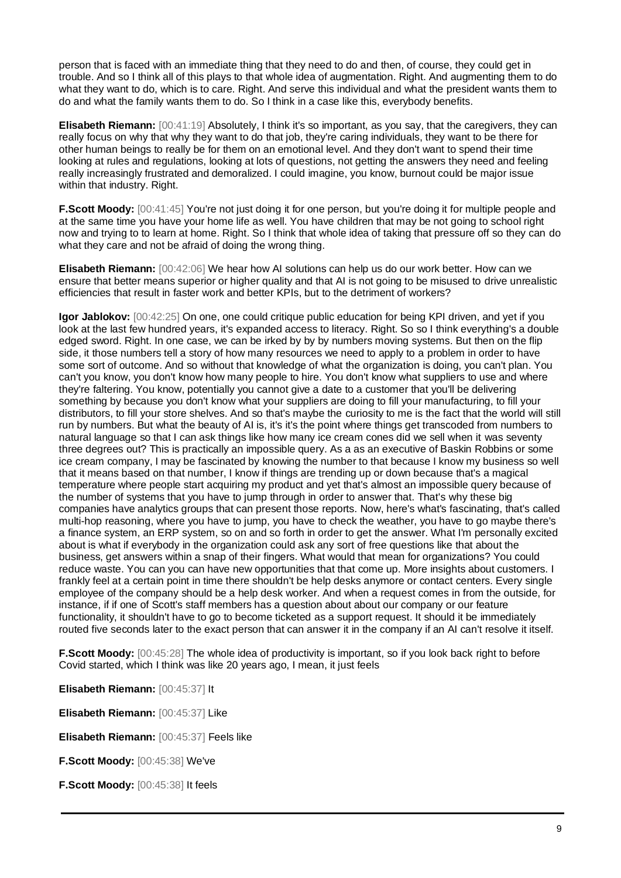person that is faced with an immediate thing that they need to do and then, of course, they could get in trouble. And so I think all of this plays to that whole idea of augmentation. Right. And augmenting them to do what they want to do, which is to care. Right. And serve this individual and what the president wants them to do and what the family wants them to do. So I think in a case like this, everybody benefits.

**Elisabeth Riemann:** [00:41:19] Absolutely, I think it's so important, as you say, that the caregivers, they can really focus on why that why they want to do that job, they're caring individuals, they want to be there for other human beings to really be for them on an emotional level. And they don't want to spend their time looking at rules and regulations, looking at lots of questions, not getting the answers they need and feeling really increasingly frustrated and demoralized. I could imagine, you know, burnout could be major issue within that industry. Right.

**F.Scott Moody:** [00:41:45] You're not just doing it for one person, but you're doing it for multiple people and at the same time you have your home life as well. You have children that may be not going to school right now and trying to to learn at home. Right. So I think that whole idea of taking that pressure off so they can do what they care and not be afraid of doing the wrong thing.

**Elisabeth Riemann:** [00:42:06] We hear how AI solutions can help us do our work better. How can we ensure that better means superior or higher quality and that AI is not going to be misused to drive unrealistic efficiencies that result in faster work and better KPIs, but to the detriment of workers?

**Igor Jablokov:** [00:42:25] On one, one could critique public education for being KPI driven, and yet if you look at the last few hundred years, it's expanded access to literacy. Right. So so I think everything's a double edged sword. Right. In one case, we can be irked by by by numbers moving systems. But then on the flip side, it those numbers tell a story of how many resources we need to apply to a problem in order to have some sort of outcome. And so without that knowledge of what the organization is doing, you can't plan. You can't you know, you don't know how many people to hire. You don't know what suppliers to use and where they're faltering. You know, potentially you cannot give a date to a customer that you'll be delivering something by because you don't know what your suppliers are doing to fill your manufacturing, to fill your distributors, to fill your store shelves. And so that's maybe the curiosity to me is the fact that the world will still run by numbers. But what the beauty of AI is, it's it's the point where things get transcoded from numbers to natural language so that I can ask things like how many ice cream cones did we sell when it was seventy three degrees out? This is practically an impossible query. As a as an executive of Baskin Robbins or some ice cream company, I may be fascinated by knowing the number to that because I know my business so well that it means based on that number, I know if things are trending up or down because that's a magical temperature where people start acquiring my product and yet that's almost an impossible query because of the number of systems that you have to jump through in order to answer that. That's why these big companies have analytics groups that can present those reports. Now, here's what's fascinating, that's called multi-hop reasoning, where you have to jump, you have to check the weather, you have to go maybe there's a finance system, an ERP system, so on and so forth in order to get the answer. What I'm personally excited about is what if everybody in the organization could ask any sort of free questions like that about the business, get answers within a snap of their fingers. What would that mean for organizations? You could reduce waste. You can you can have new opportunities that that come up. More insights about customers. I frankly feel at a certain point in time there shouldn't be help desks anymore or contact centers. Every single employee of the company should be a help desk worker. And when a request comes in from the outside, for instance, if if one of Scott's staff members has a question about about our company or our feature functionality, it shouldn't have to go to become ticketed as a support request. It should it be immediately routed five seconds later to the exact person that can answer it in the company if an AI can't resolve it itself.

**F.Scott Moody:** [00:45:28] The whole idea of productivity is important, so if you look back right to before Covid started, which I think was like 20 years ago, I mean, it just feels

**Elisabeth Riemann:** [00:45:37] It

**Elisabeth Riemann:** [00:45:37] Like

**Elisabeth Riemann:** [00:45:37] Feels like

**F.Scott Moody:** [00:45:38] We've

**F.Scott Moody:** [00:45:38] It feels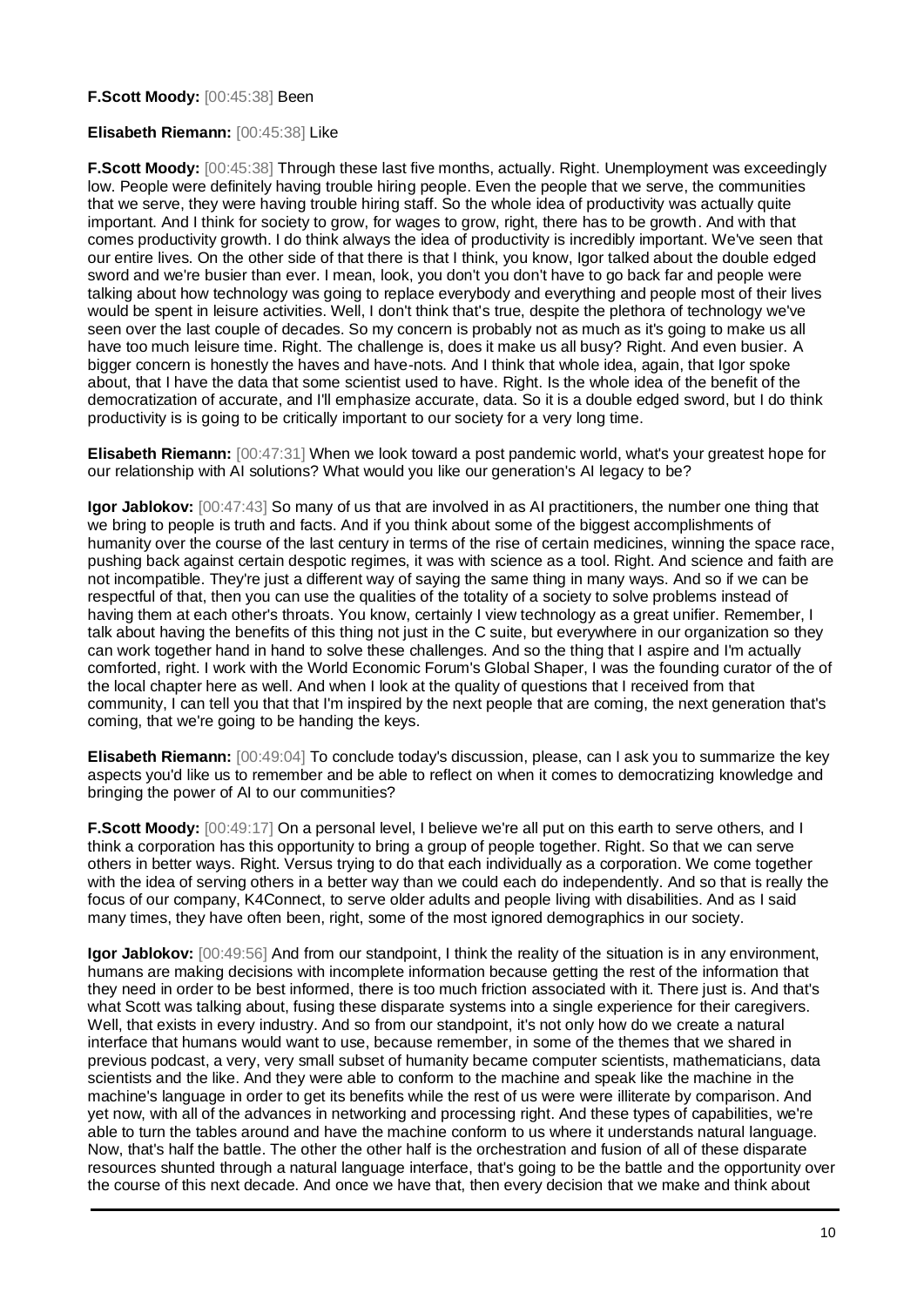**F.Scott Moody:** [00:45:38] Been

**Elisabeth Riemann:** [00:45:38] Like

**F.Scott Moody:** [00:45:38] Through these last five months, actually. Right. Unemployment was exceedingly low. People were definitely having trouble hiring people. Even the people that we serve, the communities that we serve, they were having trouble hiring staff. So the whole idea of productivity was actually quite important. And I think for society to grow, for wages to grow, right, there has to be growth. And with that comes productivity growth. I do think always the idea of productivity is incredibly important. We've seen that our entire lives. On the other side of that there is that I think, you know, Igor talked about the double edged sword and we're busier than ever. I mean, look, you don't you don't have to go back far and people were talking about how technology was going to replace everybody and everything and people most of their lives would be spent in leisure activities. Well, I don't think that's true, despite the plethora of technology we've seen over the last couple of decades. So my concern is probably not as much as it's going to make us all have too much leisure time. Right. The challenge is, does it make us all busy? Right. And even busier. A bigger concern is honestly the haves and have-nots. And I think that whole idea, again, that Igor spoke about, that I have the data that some scientist used to have. Right. Is the whole idea of the benefit of the democratization of accurate, and I'll emphasize accurate, data. So it is a double edged sword, but I do think productivity is is going to be critically important to our society for a very long time.

**Elisabeth Riemann:** [00:47:31] When we look toward a post pandemic world, what's your greatest hope for our relationship with AI solutions? What would you like our generation's AI legacy to be?

**Igor Jablokov:** [00:47:43] So many of us that are involved in as AI practitioners, the number one thing that we bring to people is truth and facts. And if you think about some of the biggest accomplishments of humanity over the course of the last century in terms of the rise of certain medicines, winning the space race, pushing back against certain despotic regimes, it was with science as a tool. Right. And science and faith are not incompatible. They're just a different way of saying the same thing in many ways. And so if we can be respectful of that, then you can use the qualities of the totality of a society to solve problems instead of having them at each other's throats. You know, certainly I view technology as a great unifier. Remember, I talk about having the benefits of this thing not just in the C suite, but everywhere in our organization so they can work together hand in hand to solve these challenges. And so the thing that I aspire and I'm actually comforted, right. I work with the World Economic Forum's Global Shaper, I was the founding curator of the of the local chapter here as well. And when I look at the quality of questions that I received from that community, I can tell you that that I'm inspired by the next people that are coming, the next generation that's coming, that we're going to be handing the keys.

**Elisabeth Riemann:** [00:49:04] To conclude today's discussion, please, can I ask you to summarize the key aspects you'd like us to remember and be able to reflect on when it comes to democratizing knowledge and bringing the power of AI to our communities?

**F.Scott Moody:** [00:49:17] On a personal level, I believe we're all put on this earth to serve others, and I think a corporation has this opportunity to bring a group of people together. Right. So that we can serve others in better ways. Right. Versus trying to do that each individually as a corporation. We come together with the idea of serving others in a better way than we could each do independently. And so that is really the focus of our company, K4Connect, to serve older adults and people living with disabilities. And as I said many times, they have often been, right, some of the most ignored demographics in our society.

**Igor Jablokov:** [00:49:56] And from our standpoint, I think the reality of the situation is in any environment, humans are making decisions with incomplete information because getting the rest of the information that they need in order to be best informed, there is too much friction associated with it. There just is. And that's what Scott was talking about, fusing these disparate systems into a single experience for their caregivers. Well, that exists in every industry. And so from our standpoint, it's not only how do we create a natural interface that humans would want to use, because remember, in some of the themes that we shared in previous podcast, a very, very small subset of humanity became computer scientists, mathematicians, data scientists and the like. And they were able to conform to the machine and speak like the machine in the machine's language in order to get its benefits while the rest of us were were illiterate by comparison. And yet now, with all of the advances in networking and processing right. And these types of capabilities, we're able to turn the tables around and have the machine conform to us where it understands natural language. Now, that's half the battle. The other the other half is the orchestration and fusion of all of these disparate resources shunted through a natural language interface, that's going to be the battle and the opportunity over the course of this next decade. And once we have that, then every decision that we make and think about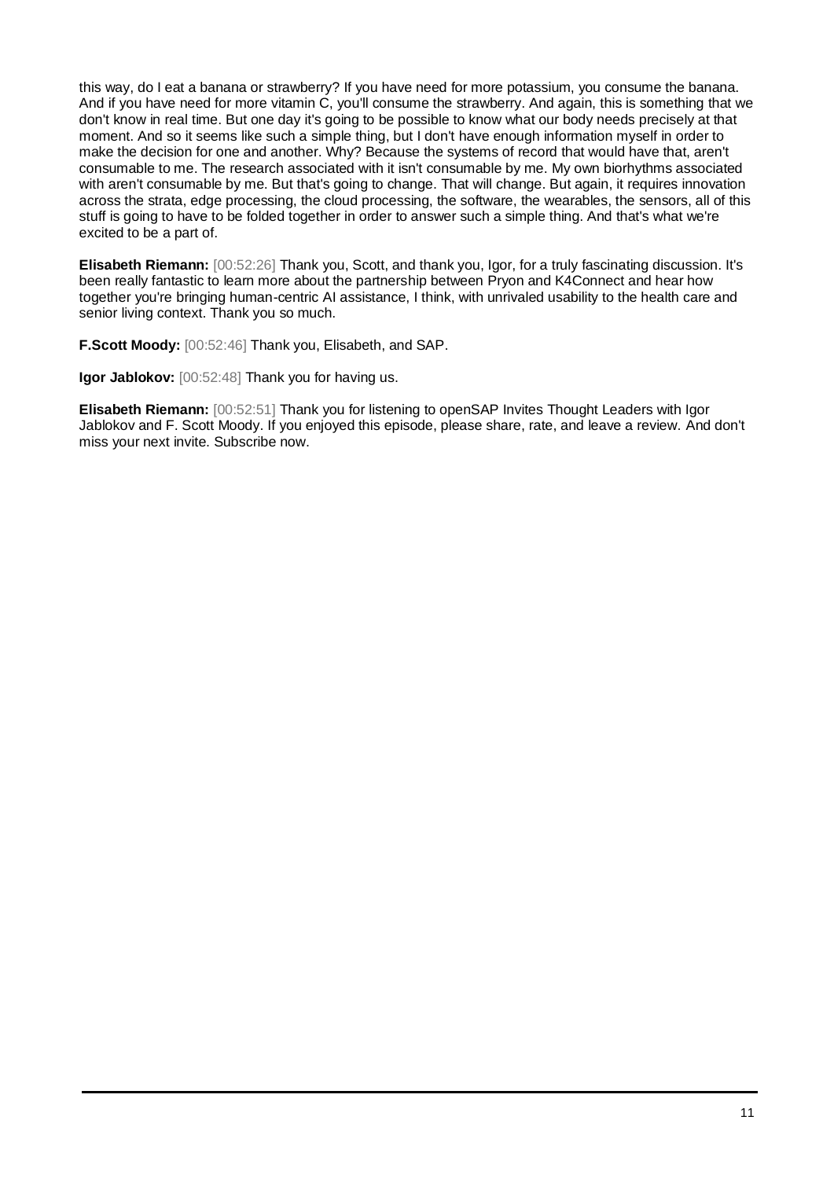this way, do I eat a banana or strawberry? If you have need for more potassium, you consume the banana. And if you have need for more vitamin C, you'll consume the strawberry. And again, this is something that we don't know in real time. But one day it's going to be possible to know what our body needs precisely at that moment. And so it seems like such a simple thing, but I don't have enough information myself in order to make the decision for one and another. Why? Because the systems of record that would have that, aren't consumable to me. The research associated with it isn't consumable by me. My own biorhythms associated with aren't consumable by me. But that's going to change. That will change. But again, it requires innovation across the strata, edge processing, the cloud processing, the software, the wearables, the sensors, all of this stuff is going to have to be folded together in order to answer such a simple thing. And that's what we're excited to be a part of.

**Elisabeth Riemann:** [00:52:26] Thank you, Scott, and thank you, Igor, for a truly fascinating discussion. It's been really fantastic to learn more about the partnership between Pryon and K4Connect and hear how together you're bringing human-centric AI assistance, I think, with unrivaled usability to the health care and senior living context. Thank you so much.

**F.Scott Moody:** [00:52:46] Thank you, Elisabeth, and SAP.

**Igor Jablokov:** [00:52:48] Thank you for having us.

**Elisabeth Riemann:** [00:52:51] Thank you for listening to openSAP Invites Thought Leaders with Igor Jablokov and F. Scott Moody. If you enjoyed this episode, please share, rate, and leave a review. And don't miss your next invite. Subscribe now.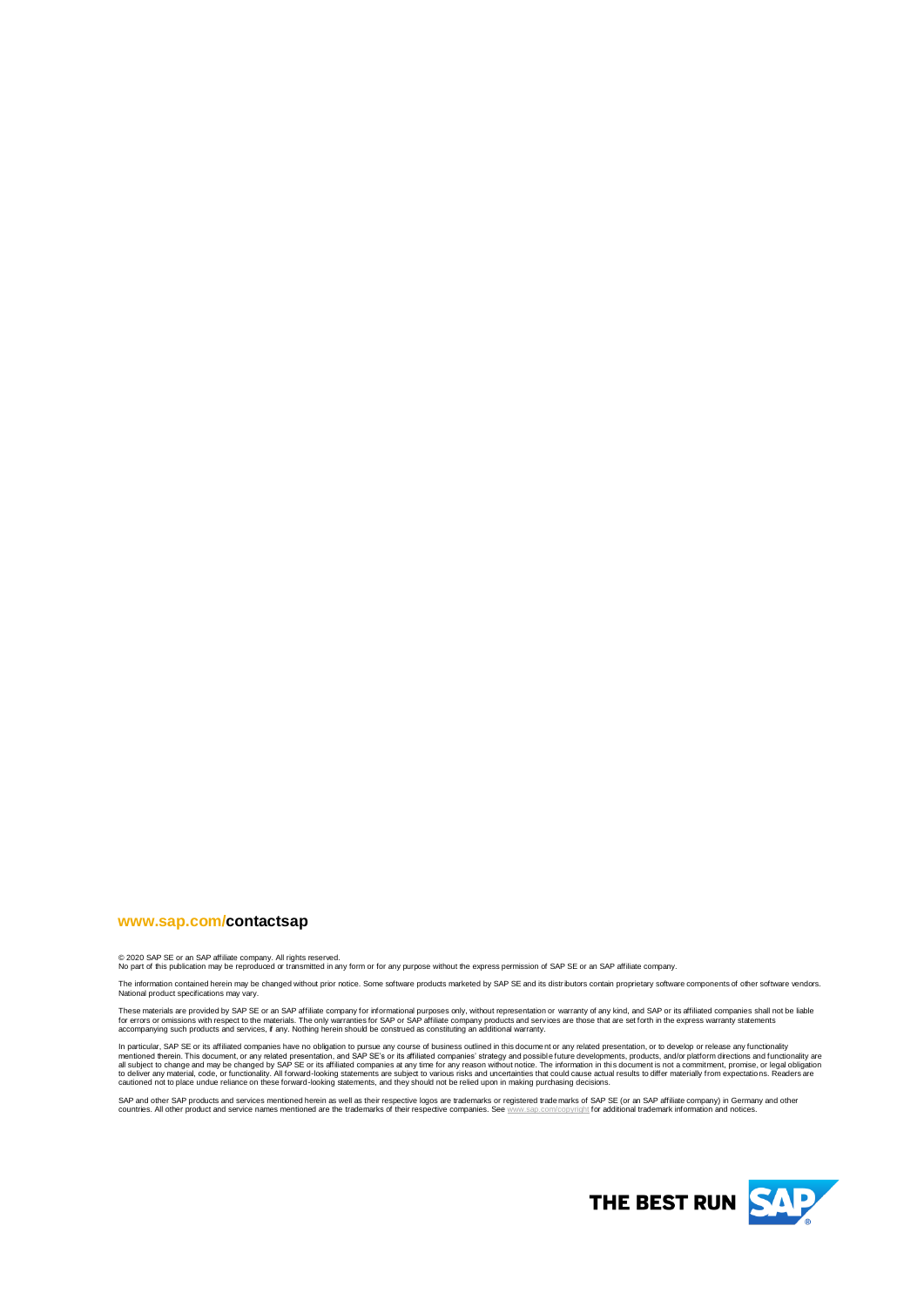**www.sap.com/contactsap**

© 2020 SAP SE or an SAP affiliate company. All rights reserved.
No part of this publication may be reproduced or transmitted in any form or for any purpose without the express permission of SAP SE or an SAP affiliate company.

The information contained herein may be changed without prior notice. Some software products marketed by SAP SE and its distributors contain proprietary software components of other software vendors. National product specifications may vary.

These materials are provided by SAP SE or an SAP affiliate company for informational purposes only, without representation or warranty of any kind, and SAP or its affiliated companies shall not be liable for errors or omissions with respect to the materials. The only warranties for SAP or SAP affiliate company products and services are those that are set forth in the express warranty statements accompanying such products and services, if any. Nothing herein should be construed as constituting an additional warranty.

In particular, SAP SE or its affiliated companies have no obligation to pursue any course of business outlined in this document or any related presentation, or to develop or release any functionality mentioned therein. This document, or any related presentation, and SAP SE's or its affiliated companies' strategy and possible future developments, products, and/or platform directions and functionality are all subject to change and may be changed by SAP SE or its affiliated companies at any time for any reason without notice. The information in this document is not a commitment, promise, or legal obligation to deliver any material, code, or functionality. All forward-looking statements are subject to various risks and uncertainties that could cause actual results to differ materially from expectations. Readers are cautioned not to place undue reliance on these forward-looking statements, and they should not be relied upon in making purchasing decisions.

SAP and other SAP products and services mentioned herein as well as their respective logos are trademarks or registered trademarks of SAP SE (or an SAP affiliate company) in Germany and other countries. All other product and service names mentioned are the trademarks of their respective companies. See www.sap.com/copyright for additional trademark information and notices.

THE BEST RUN SAP